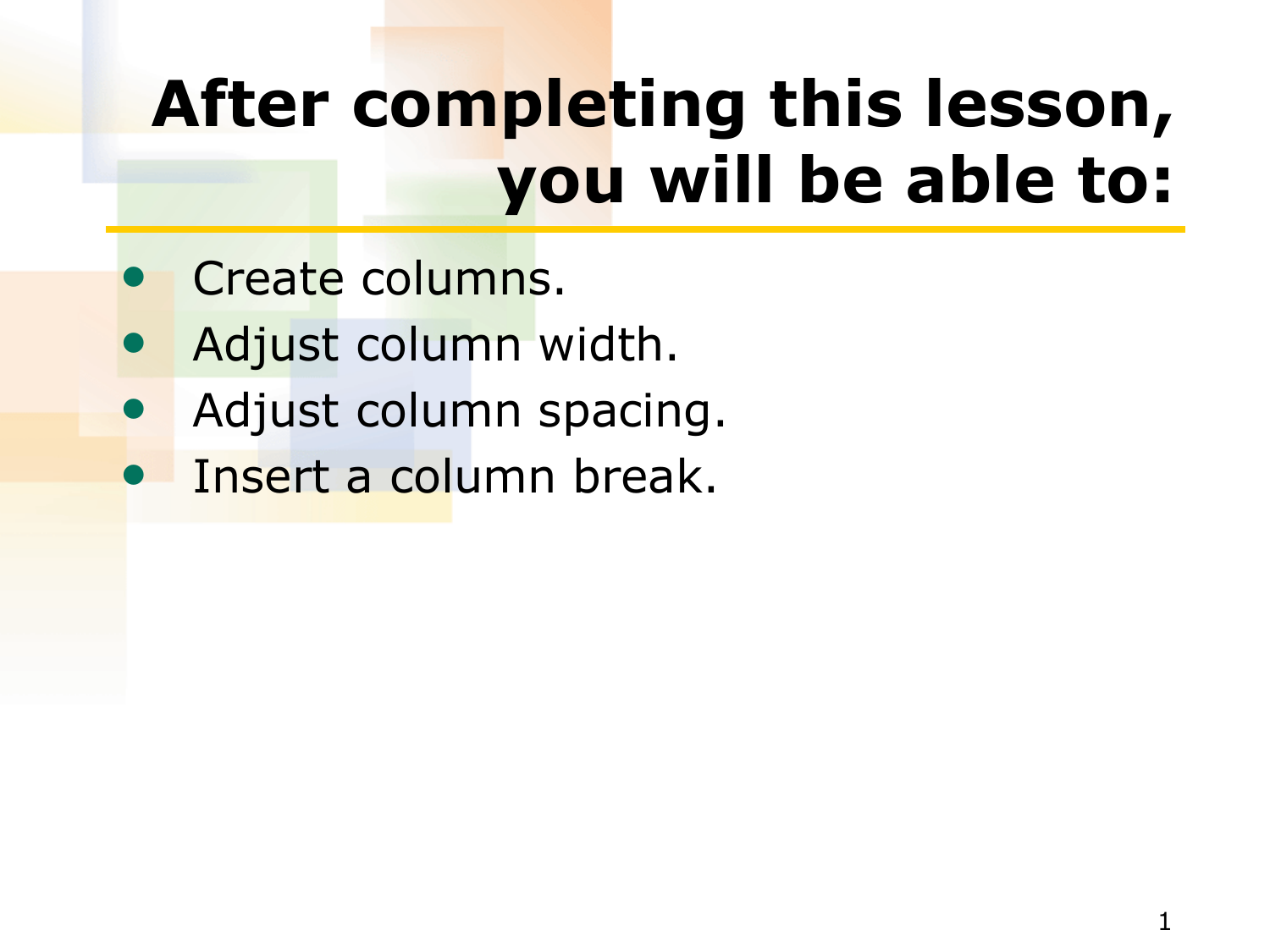# After completing this lesson, you will be able to:

- Create columns.
- Adjust column width.
- Adjust column spacing.
- Insert a column break.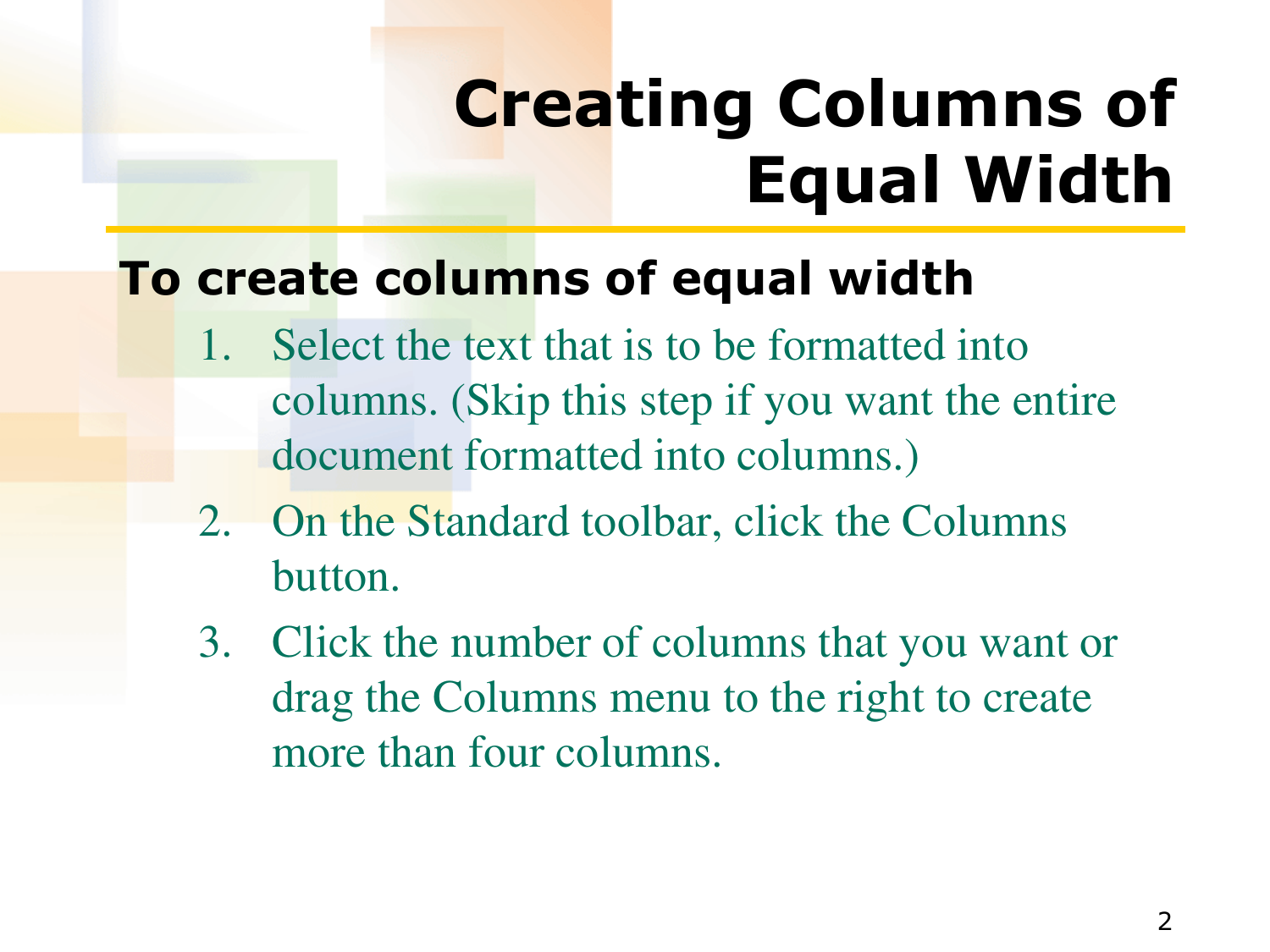# Creating Columns of Equal Width

**To create columns of equal width**

1. Select the text that is to be formatted into columns. (Skip this step if you want the entire document formatted into columns.)
2. On the Standard toolbar, click the Columns button.
3. Click the number of columns that you want or drag the Columns menu to the right to create more than four columns.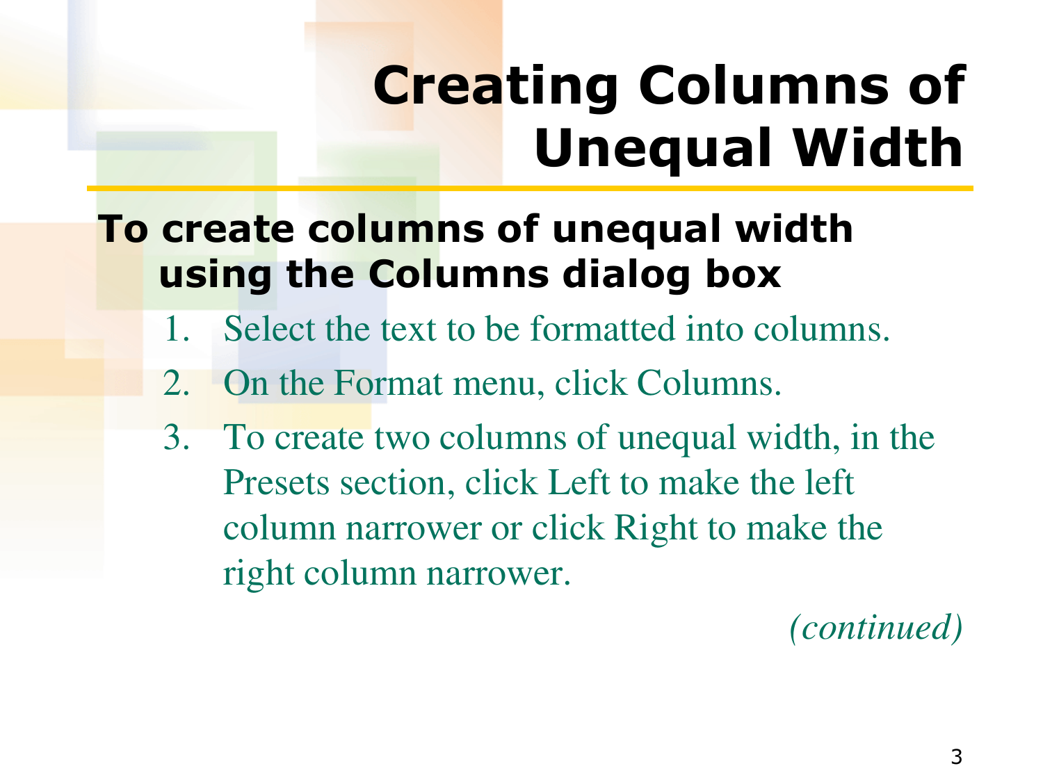# Creating Columns of Unequal Width

**To create columns of unequal width using the Columns dialog box**

1. Select the text to be formatted into columns.
2. On the Format menu, click Columns.
3. To create two columns of unequal width, in the Presets section, click Left to make the left column narrower or click Right to make the right column narrower.

*(continued)*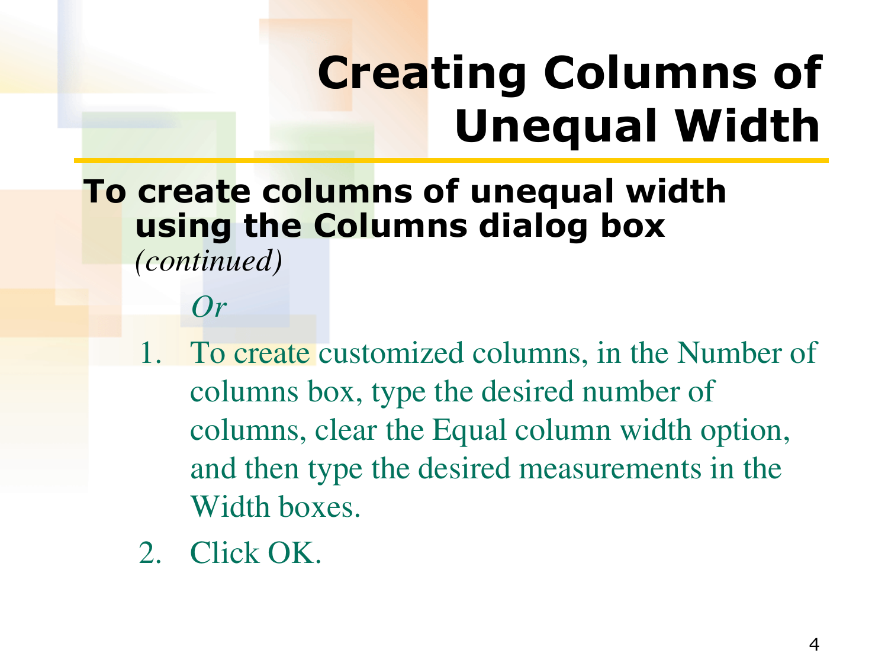# Creating Columns of Unequal Width

**To create columns of unequal width using the Columns dialog box** *(continued)*

*Or*

1. To create customized columns, in the Number of columns box, type the desired number of columns, clear the Equal column width option, and then type the desired measurements in the Width boxes.
2. Click OK.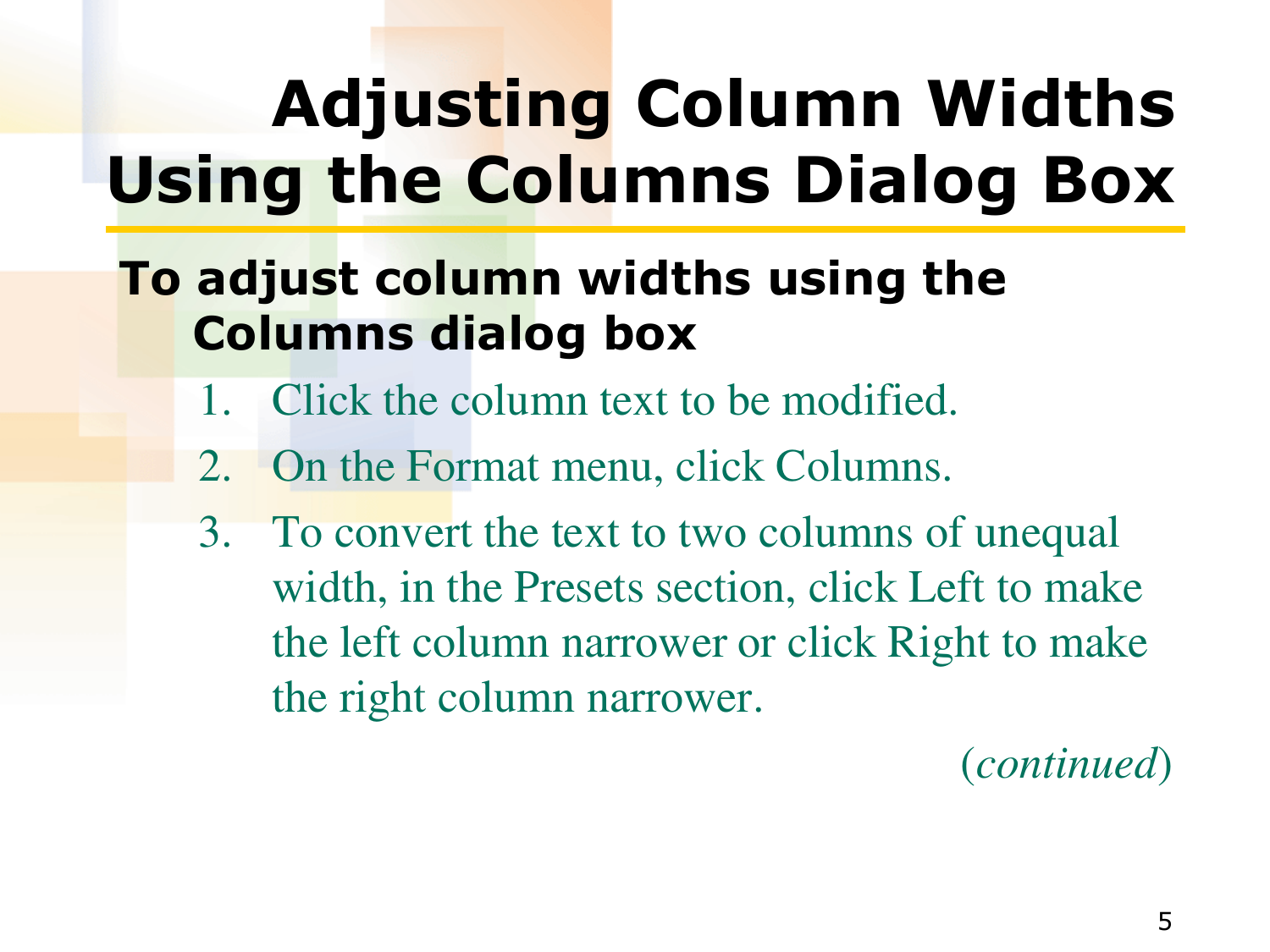# Adjusting Column Widths Using the Columns Dialog Box

**To adjust column widths using the Columns dialog box**

1. Click the column text to be modified.
2. On the Format menu, click Columns.
3. To convert the text to two columns of unequal width, in the Presets section, click Left to make the left column narrower or click Right to make the right column narrower.

(*continued*)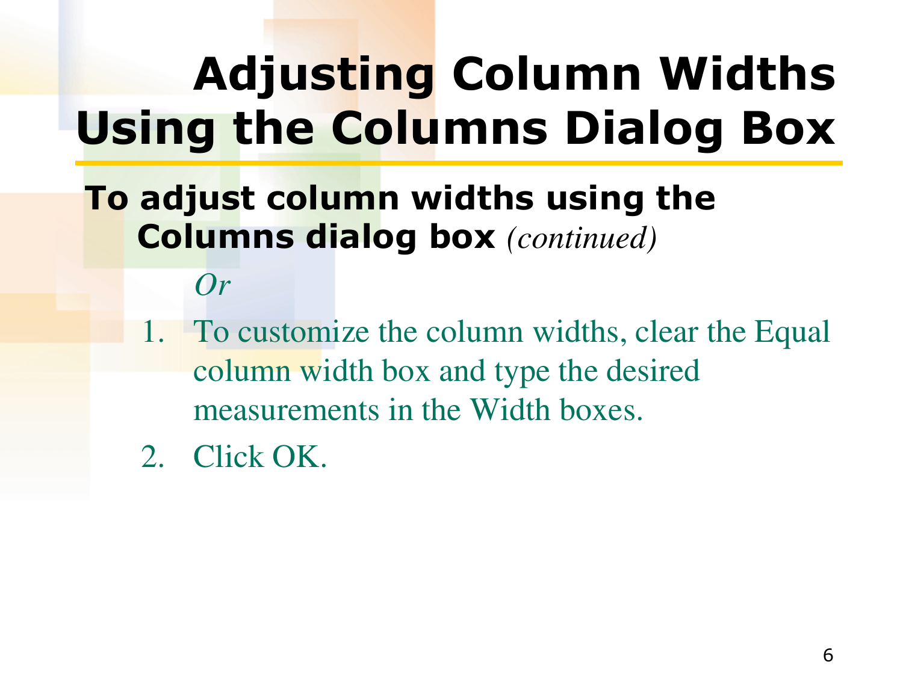# Adjusting Column Widths Using the Columns Dialog Box

**To adjust column widths using the Columns dialog box** *(continued)*

*Or*

1. To customize the column widths, clear the Equal column width box and type the desired measurements in the Width boxes.
2. Click OK.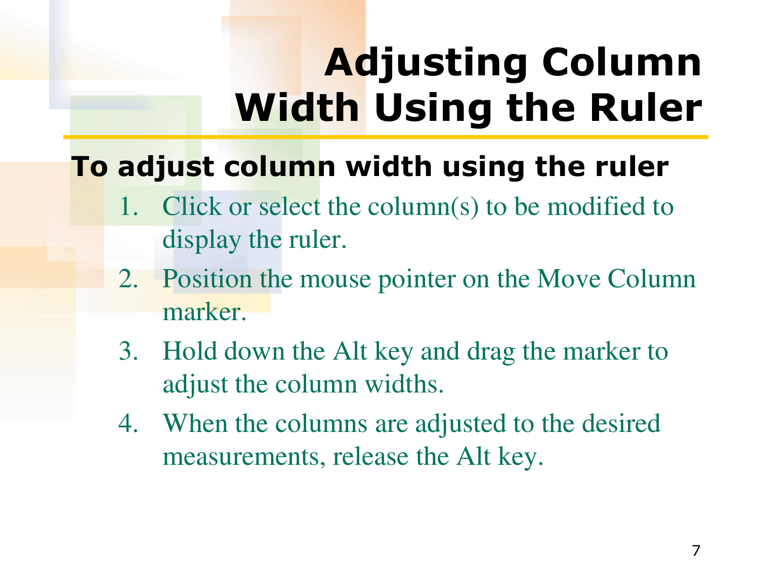# Adjusting Column Width Using the Ruler

**To adjust column width using the ruler**

1. Click or select the column(s) to be modified to display the ruler.
2. Position the mouse pointer on the Move Column marker.
3. Hold down the Alt key and drag the marker to adjust the column widths.
4. When the columns are adjusted to the desired measurements, release the Alt key.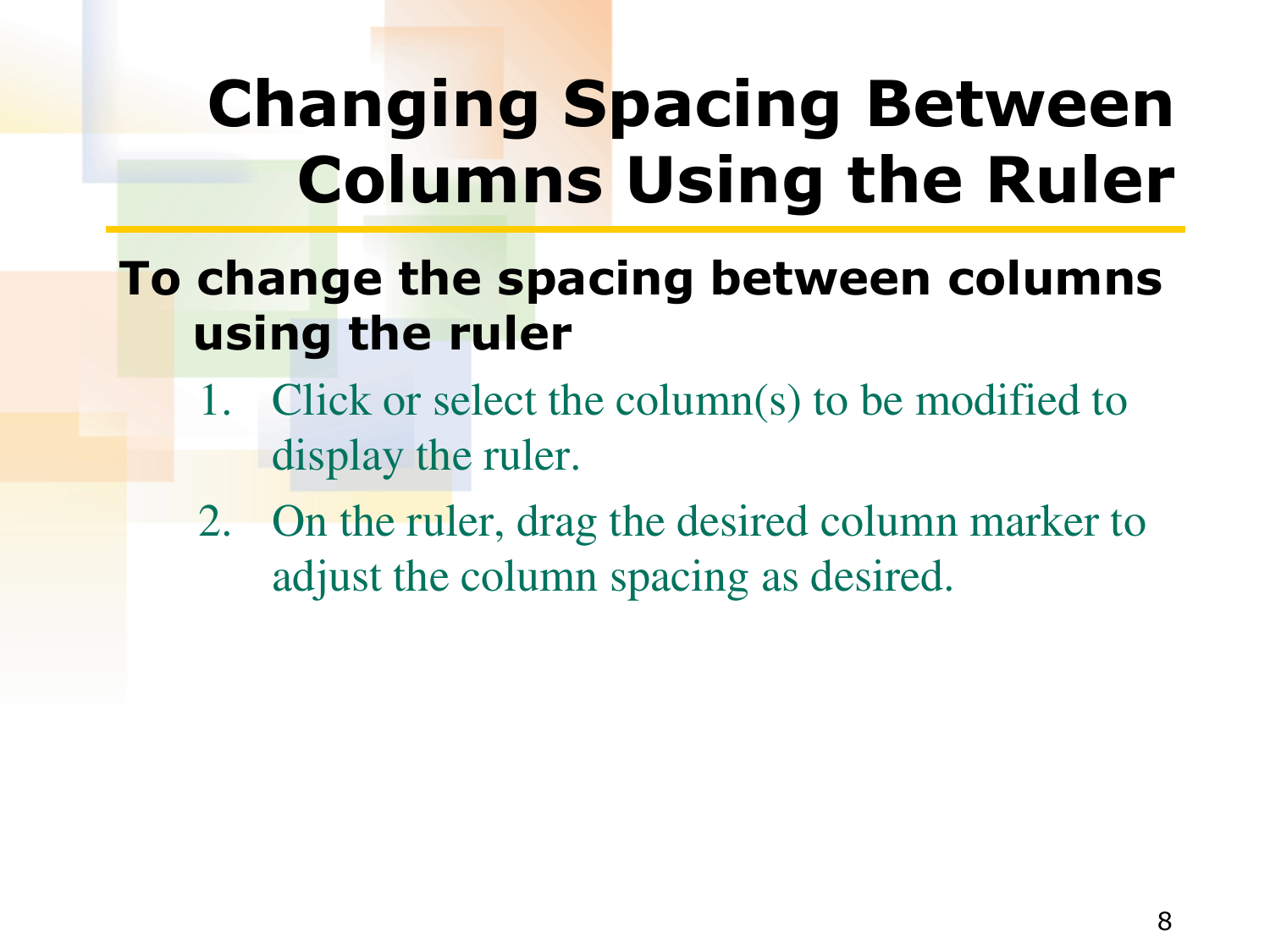# Changing Spacing Between Columns Using the Ruler

**To change the spacing between columns using the ruler**

1. Click or select the column(s) to be modified to display the ruler.
2. On the ruler, drag the desired column marker to adjust the column spacing as desired.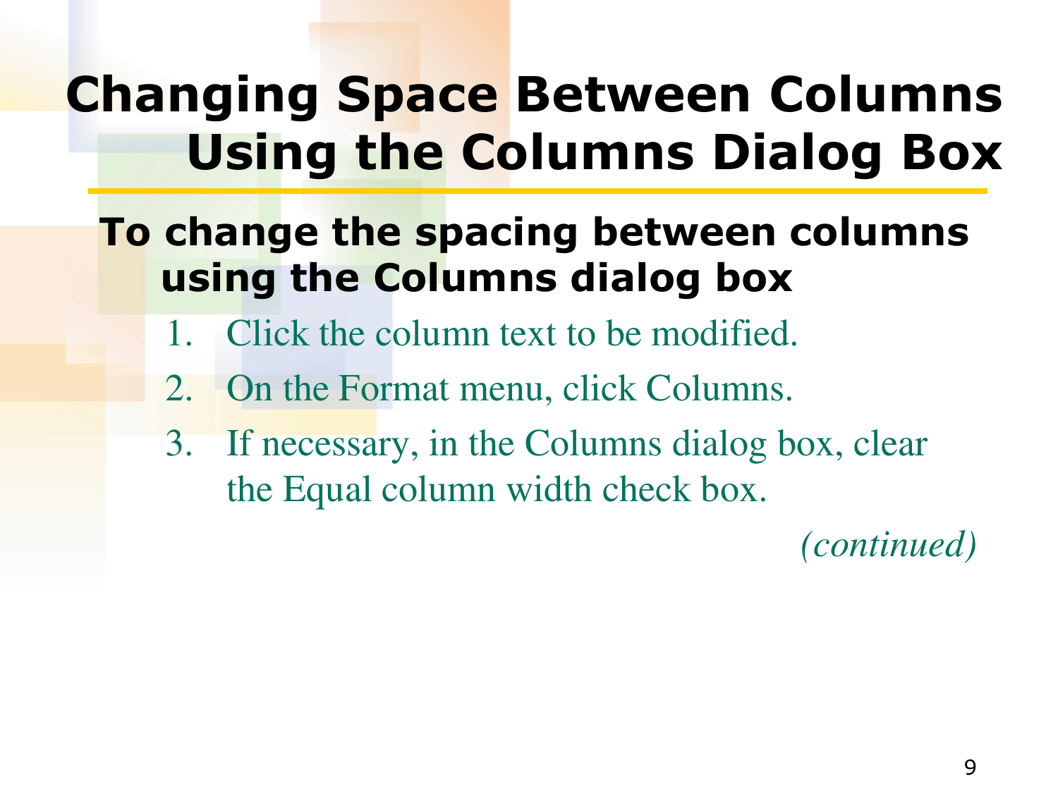# Changing Space Between Columns Using the Columns Dialog Box

**To change the spacing between columns using the Columns dialog box**

1. Click the column text to be modified.
2. On the Format menu, click Columns.
3. If necessary, in the Columns dialog box, clear the Equal column width check box.

*(continued)*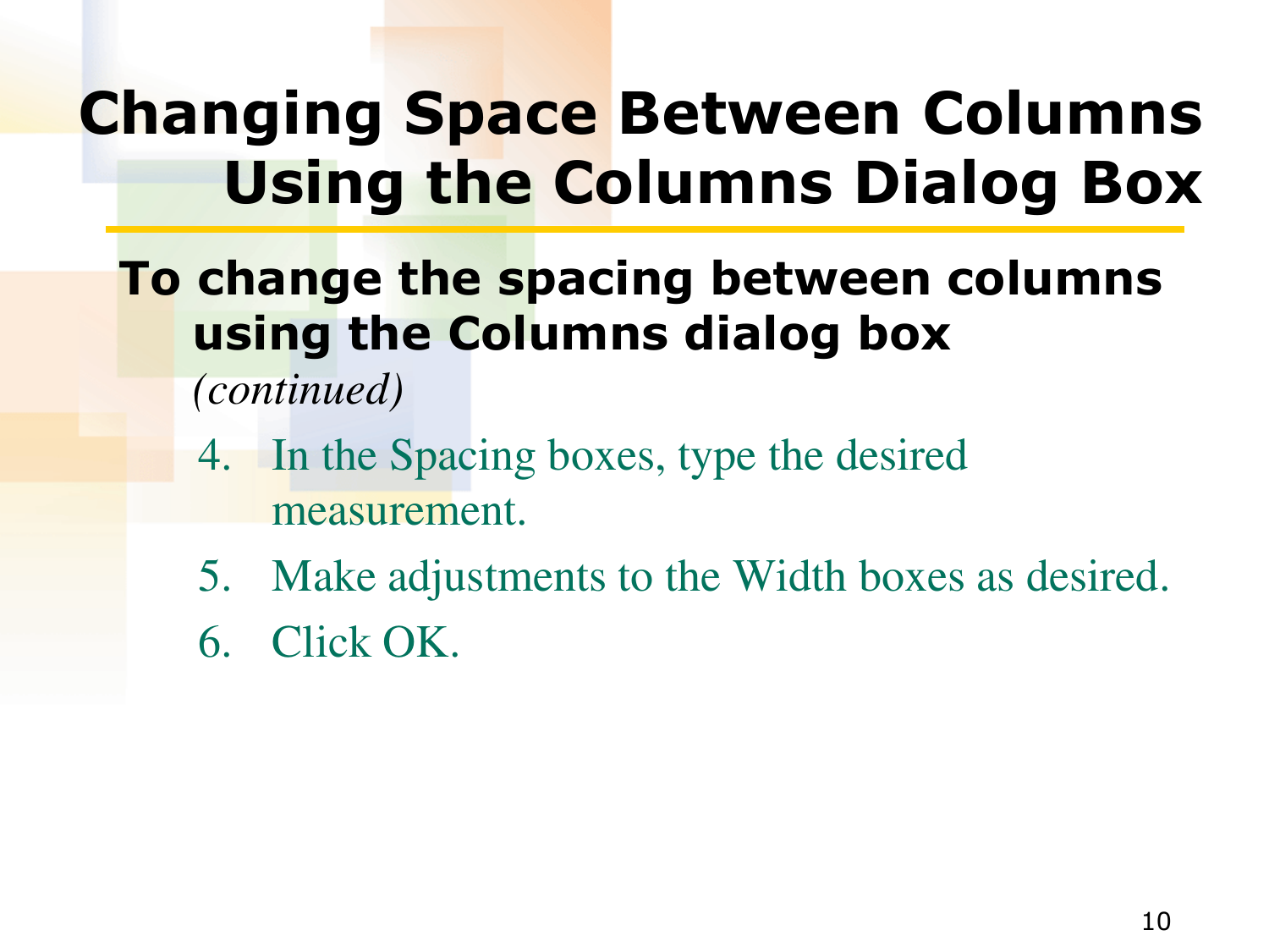# Changing Space Between Columns Using the Columns Dialog Box

**To change the spacing between columns using the Columns dialog box** *(continued)*

4. In the Spacing boxes, type the desired measurement.
5. Make adjustments to the Width boxes as desired.
6. Click OK.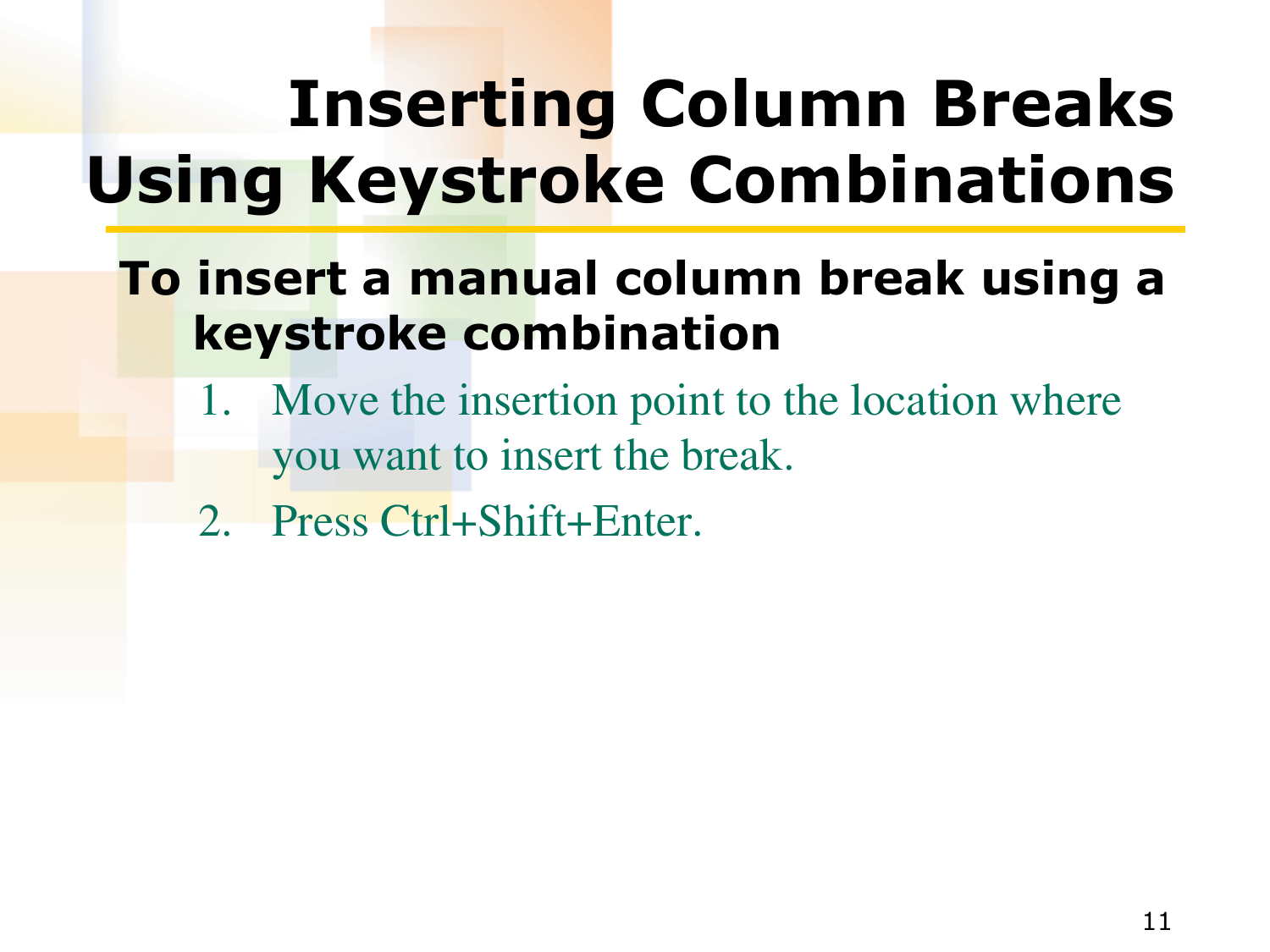# Inserting Column Breaks Using Keystroke Combinations

**To insert a manual column break using a keystroke combination**

1. Move the insertion point to the location where you want to insert the break.
2. Press Ctrl+Shift+Enter.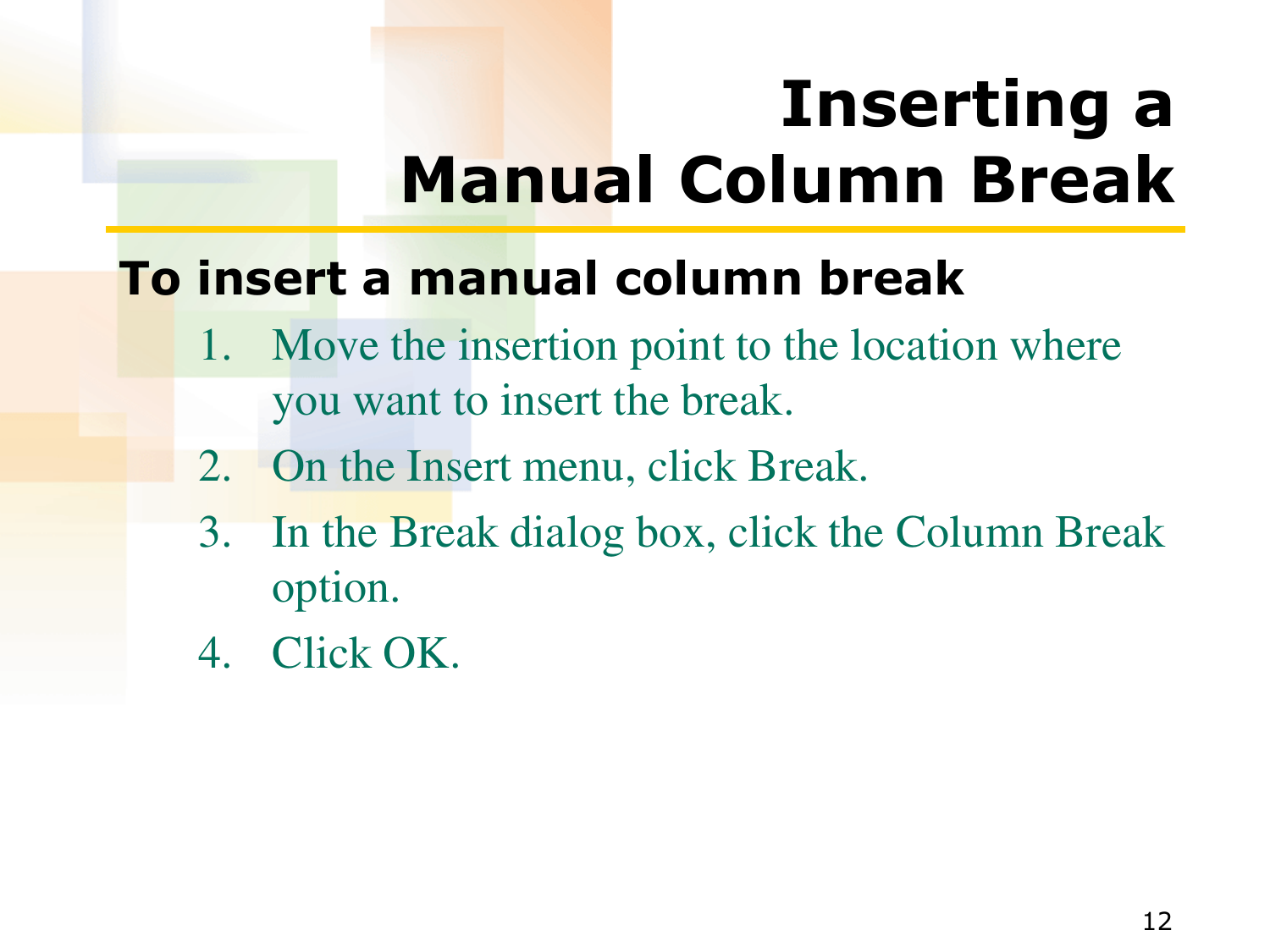# Inserting a Manual Column Break

**To insert a manual column break**

1. Move the insertion point to the location where you want to insert the break.
2. On the Insert menu, click Break.
3. In the Break dialog box, click the Column Break option.
4. Click OK.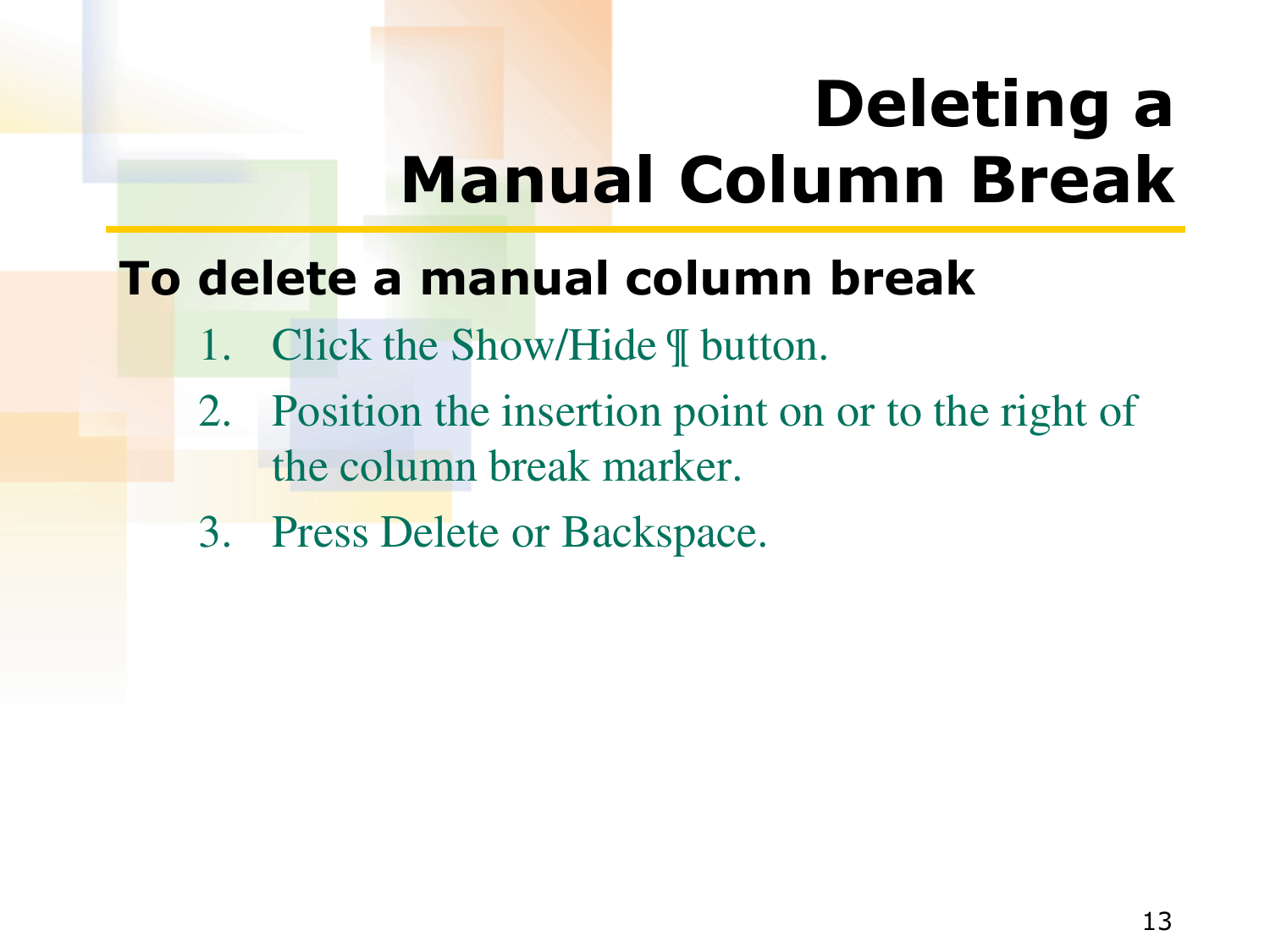# Deleting a Manual Column Break

**To delete a manual column break**

1. Click the Show/Hide ¶ button.
2. Position the insertion point on or to the right of the column break marker.
3. Press Delete or Backspace.